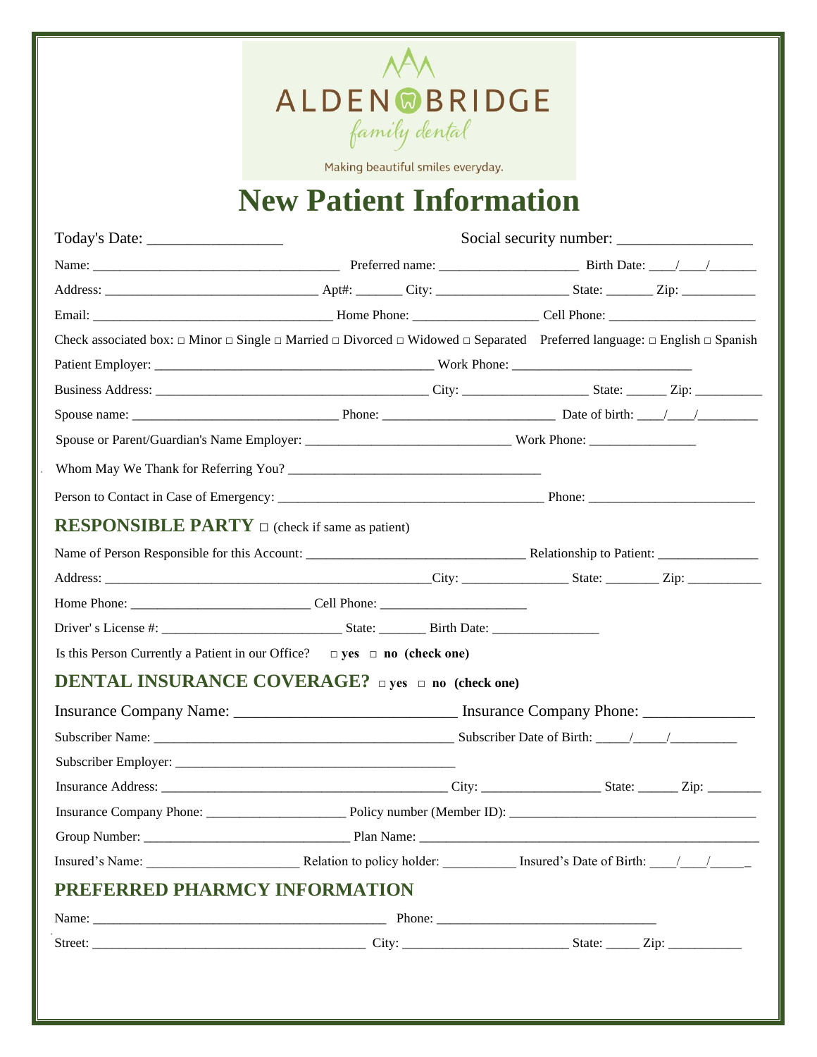ALDEN BRIDGE

*family dental*

Making beautiful smiles everyday.

# New Patient Information

Today's Date: _________________ Social security number: _________________

Name: ____________________________________ Preferred name: ____________________ Birth Date: ____/____/_______

Address: ________________________________ Apt#: _______ City: ____________________ State: _______ Zip: ___________

Email: ____________________________________ Home Phone: __________________ Cell Phone: ______________________

Check associated box: □ Minor □ Single □ Married □ Divorced □ Widowed □ Separated Preferred language: □ English □ Spanish

Patient Employer: __________________________________________ Work Phone: ___________________________

Business Address: _________________________________________ City: ___________________ State: ______ Zip: __________

Spouse name: ______________________________ Phone: _________________________ Date of birth: ____/____/_________

Spouse or Parent/Guardian's Name Employer: ______________________________ Work Phone: ________________

Whom May We Thank for Referring You? _______________________________________

Person to Contact in Case of Emergency: _______________________________________ Phone: _________________________

## RESPONSIBLE PARTY □ (check if same as patient)

Name of Person Responsible for this Account: _________________________________ Relationship to Patient: _______________

Address: __________________________________________________City: ________________ State: ________ Zip: ___________

Home Phone: ___________________________ Cell Phone: ______________________

Driver' s License #: ___________________________ State: _______ Birth Date: ________________

Is this Person Currently a Patient in our Office? **□ yes □ no (check one)**

## DENTAL INSURANCE COVERAGE? □ yes □ no (check one)

Insurance Company Name: ___________________________ Insurance Company Phone: ______________

Subscriber Name: ____________________________________________ Subscriber Date of Birth: _____/_____/__________

Subscriber Employer: _________________________________________

Insurance Address: ___________________________________________ City: __________________ State: ______ Zip: ________

Insurance Company Phone: ____________________ Policy number (Member ID): _____________________________________

Group Number: _______________________________ Plan Name: _____________________________________________________

Insured's Name: _______________________ Relation to policy holder: ___________ Insured's Date of Birth: ____/____/______

## PREFERRED PHARMCY INFORMATION

Name: ___________________________________________ Phone: _________________________________

Street: ________________________________________ City: ________________________ State: _____ Zip: ___________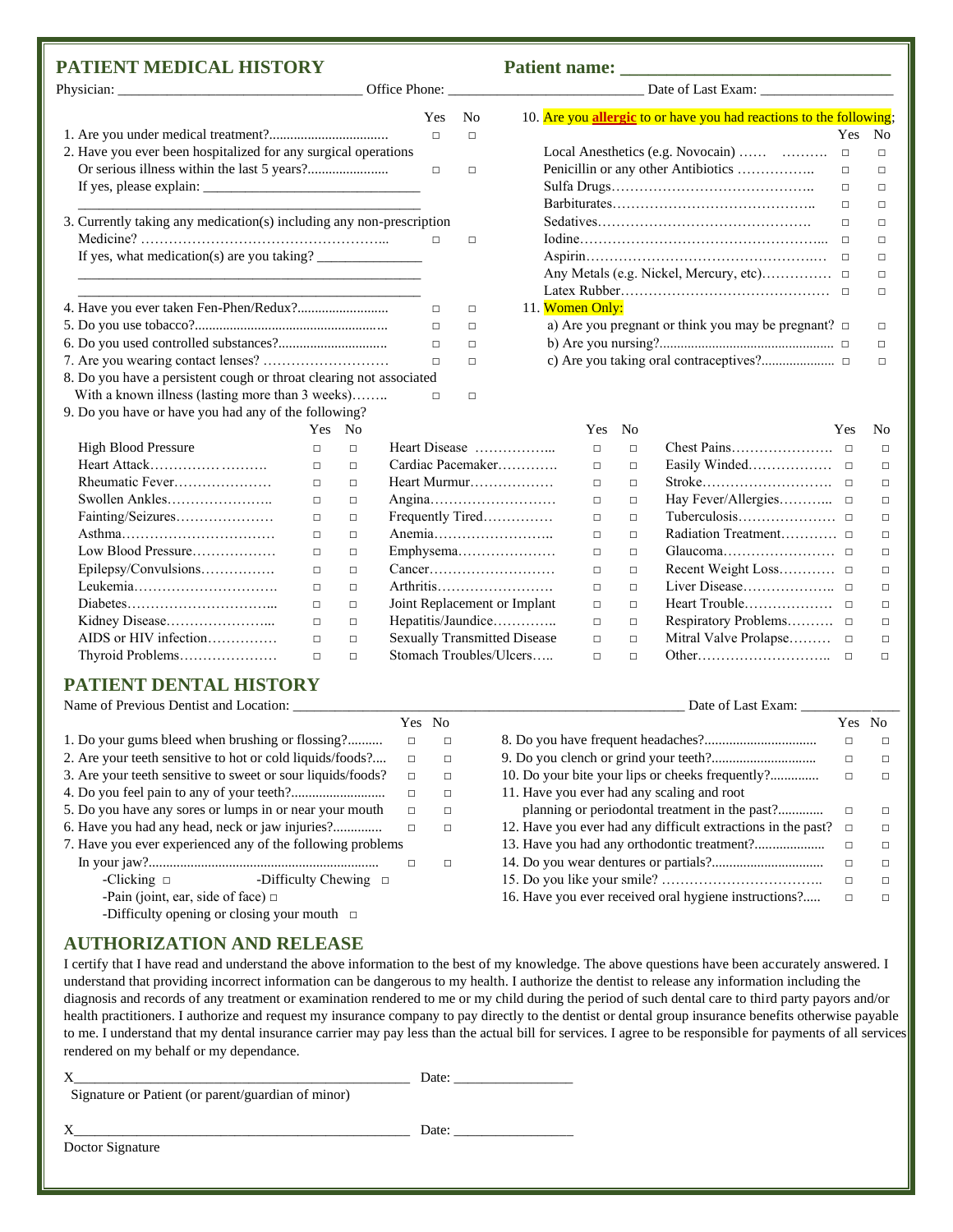## PATIENT MEDICAL HISTORY

**Patient name: ______________________________**

Physician: __________________________________ Office Phone: ___________________________ Date of Last Exam: __________________

| | Yes | No |
|---|---|---|
| 1. Are you under medical treatment?................................. | □ | □ |
| 2. Have you ever been hospitalized for any surgical operations Or serious illness within the last 5 years?...................... | □ | □ |
| If yes, please explain: ______________________________ | | |
| 3. Currently taking any medication(s) including any non-prescription Medicine? ………………………………………………... | □ | □ |
| If yes, what medication(s) are you taking? _______________ | | |
| 4. Have you ever taken Fen-Phen/Redux?........................ | □ | □ |
| 5. Do you use tobacco?.................................................... | □ | □ |
| 6. Do you used controlled substances?.............................. | □ | □ |
| 7. Are you wearing contact lenses? ……………………… | □ | □ |
| 8. Do you have a persistent cough or throat clearing not associated With a known illness (lasting more than 3 weeks)…….. | □ | □ |

10. Are you **allergic** to or have you had reactions to the following;

| | Yes | No |
|---|---|---|
| Local Anesthetics (e.g. Novocain) …… ………. | □ | □ |
| Penicillin or any other Antibiotics …………….. | □ | □ |
| Sulfa Drugs…………………………………….. | □ | □ |
| Barbiturates…………………………………….. | □ | □ |
| Sedatives………………………………………. | □ | □ |
| Iodine……………………………………………... | □ | □ |
| Aspirin…………………………………………. | □ | □ |
| Any Metals (e.g. Nickel, Mercury, etc)…………… | □ | □ |
| Latex Rubber……………………………………… | □ | □ |

11. Women Only:

| | Yes | No |
|---|---|---|
| a) Are you pregnant or think you may be pregnant? | □ | □ |
| b) Are you nursing?................................................ | □ | □ |
| c) Are you taking oral contraceptives?.................... | □ | □ |

9. Do you have or have you had any of the following?

| | Yes | No | | Yes | No | | Yes | No |
|---|---|---|---|---|---|---|---|---|
| High Blood Pressure | □ | □ | Heart Disease ……………... | □ | □ | Chest Pains…………………. | □ | □ |
| Heart Attack……………………. | □ | □ | Cardiac Pacemaker………… | □ | □ | Easily Winded……………… | □ | □ |
| Rheumatic Fever………………… | □ | □ | Heart Murmur……………… | □ | □ | Stroke………………………. | □ | □ |
| Swollen Ankles………………….. | □ | □ | Angina……………………… | □ | □ | Hay Fever/Allergies………... | □ | □ |
| Fainting/Seizures………………… | □ | □ | Frequently Tired…………… | □ | □ | Tuberculosis………………… | □ | □ |
| Asthma…………………………… | □ | □ | Anemia…………………….. | □ | □ | Radiation Treatment………… | □ | □ |
| Low Blood Pressure……………… | □ | □ | Emphysema………………… | □ | □ | Glaucoma…………………… | □ | □ |
| Epilepsy/Convulsions……………. | □ | □ | Cancer……………………… | □ | □ | Recent Weight Loss………… | □ | □ |
| Leukemia…………………………. | □ | □ | Arthritis…………………… | □ | □ | Liver Disease……………….. | □ | □ |
| Diabetes…………………………... | □ | □ | Joint Replacement or Implant | □ | □ | Heart Trouble……………… | □ | □ |
| Kidney Disease…………………... | □ | □ | Hepatitis/Jaundice………….. | □ | □ | Respiratory Problems………. | □ | □ |
| AIDS or HIV infection…………… | □ | □ | Sexually Transmitted Disease | □ | □ | Mitral Valve Prolapse……… | □ | □ |
| Thyroid Problems………………… | □ | □ | Stomach Troubles/Ulcers….. | □ | □ | Other……………………….. | □ | □ |

## PATIENT DENTAL HISTORY

Name of Previous Dentist and Location: ________________________________________________ Date of Last Exam: ______________

| | Yes | No |
|---|---|---|
| 1. Do your gums bleed when brushing or flossing?.......... | □ | □ |
| 2. Are your teeth sensitive to hot or cold liquids/foods?.... | □ | □ |
| 3. Are your teeth sensitive to sweet or sour liquids/foods? | □ | □ |
| 4. Do you feel pain to any of your teeth?.......................... | □ | □ |
| 5. Do you have any sores or lumps in or near your mouth | □ | □ |
| 6. Have you had any head, neck or jaw injuries?............. | □ | □ |
| 7. Have you ever experienced any of the following problems In your jaw?................................................................ | □ | □ |

-Clicking □ -Difficulty Chewing □

-Pain (joint, ear, side of face) □

-Difficulty opening or closing your mouth □

| | Yes | No |
|---|---|---|
| 8. Do you have frequent headaches?............................... | □ | □ |
| 9. Do you clench or grind your teeth?............................. | □ | □ |
| 10. Do your bite your lips or cheeks frequently?............. | □ | □ |
| 11. Have you ever had any scaling and root planning or periodontal treatment in the past?............. | □ | □ |
| 12. Have you ever had any difficult extractions in the past? | □ | □ |
| 13. Have you had any orthodontic treatment?................... | □ | □ |
| 14. Do you wear dentures or partials?............................... | □ | □ |
| 15. Do you like your smile? …………………………….. | □ | □ |
| 16. Have you ever received oral hygiene instructions?..... | □ | □ |

## AUTHORIZATION AND RELEASE

I certify that I have read and understand the above information to the best of my knowledge. The above questions have been accurately answered. I understand that providing incorrect information can be dangerous to my health. I authorize the dentist to release any information including the diagnosis and records of any treatment or examination rendered to me or my child during the period of such dental care to third party payors and/or health practitioners. I authorize and request my insurance company to pay directly to the dentist or dental group insurance benefits otherwise payable to me. I understand that my dental insurance carrier may pay less than the actual bill for services. I agree to be responsible for payments of all services rendered on my behalf or my dependance.

X_______________________________________________ Date: ________________

Signature or Patient (or parent/guardian of minor)

X_______________________________________________ Date: ________________

Doctor Signature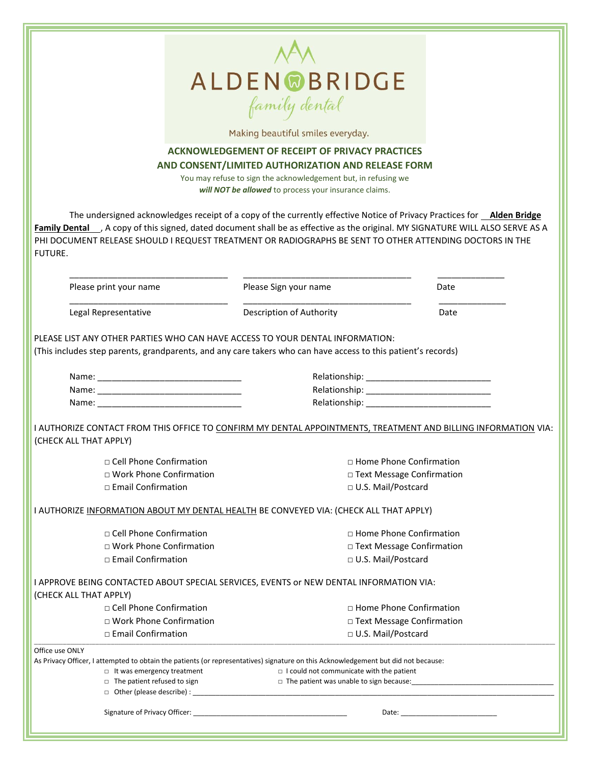ALDEN BRIDGE

*family dental*

Making beautiful smiles everyday.

## ACKNOWLEDGEMENT OF RECEIPT OF PRIVACY PRACTICES AND CONSENT/LIMITED AUTHORIZATION AND RELEASE FORM

You may refuse to sign the acknowledgement but, in refusing we ***will NOT be allowed*** to process your insurance claims.

The undersigned acknowledges receipt of a copy of the currently effective Notice of Privacy Practices for **Alden Bridge Family Dental**, A copy of this signed, dated document shall be as effective as the original. MY SIGNATURE WILL ALSO SERVE AS A PHI DOCUMENT RELEASE SHOULD I REQUEST TREATMENT OR RADIOGRAPHS BE SENT TO OTHER ATTENDING DOCTORS IN THE FUTURE.

| ______________________________ | ______________________________ | ____________ |
|---|---|---|
| Please print your name | Please Sign your name | Date |
| ______________________________ | ______________________________ | ____________ |
| Legal Representative | Description of Authority | Date |

PLEASE LIST ANY OTHER PARTIES WHO CAN HAVE ACCESS TO YOUR DENTAL INFORMATION:
(This includes step parents, grandparents, and any care takers who can have access to this patient's records)

Name: ______________________________ Relationship: __________________________
Name: ______________________________ Relationship: __________________________
Name: ______________________________ Relationship: __________________________

I AUTHORIZE CONTACT FROM THIS OFFICE TO CONFIRM MY DENTAL APPOINTMENTS, TREATMENT AND BILLING INFORMATION VIA: (CHECK ALL THAT APPLY)

- □ Cell Phone Confirmation
- □ Work Phone Confirmation
- □ Email Confirmation
- □ Home Phone Confirmation
- □ Text Message Confirmation
- □ U.S. Mail/Postcard

I AUTHORIZE INFORMATION ABOUT MY DENTAL HEALTH BE CONVEYED VIA: (CHECK ALL THAT APPLY)

- □ Cell Phone Confirmation
- □ Work Phone Confirmation
- □ Email Confirmation
- □ Home Phone Confirmation
- □ Text Message Confirmation
- □ U.S. Mail/Postcard

I APPROVE BEING CONTACTED ABOUT SPECIAL SERVICES, EVENTS or NEW DENTAL INFORMATION VIA: (CHECK ALL THAT APPLY)

- □ Cell Phone Confirmation
- □ Work Phone Confirmation
- □ Email Confirmation
- □ Home Phone Confirmation
- □ Text Message Confirmation
- □ U.S. Mail/Postcard

---

Office use ONLY

As Privacy Officer, I attempted to obtain the patients (or representatives) signature on this Acknowledgement but did not because:

- □ It was emergency treatment
- □ The patient refused to sign
- □ I could not communicate with the patient
- □ The patient was unable to sign because: ______________________________
- □ Other (please describe) : ______________________________

Signature of Privacy Officer: ______________________________ Date: ____________________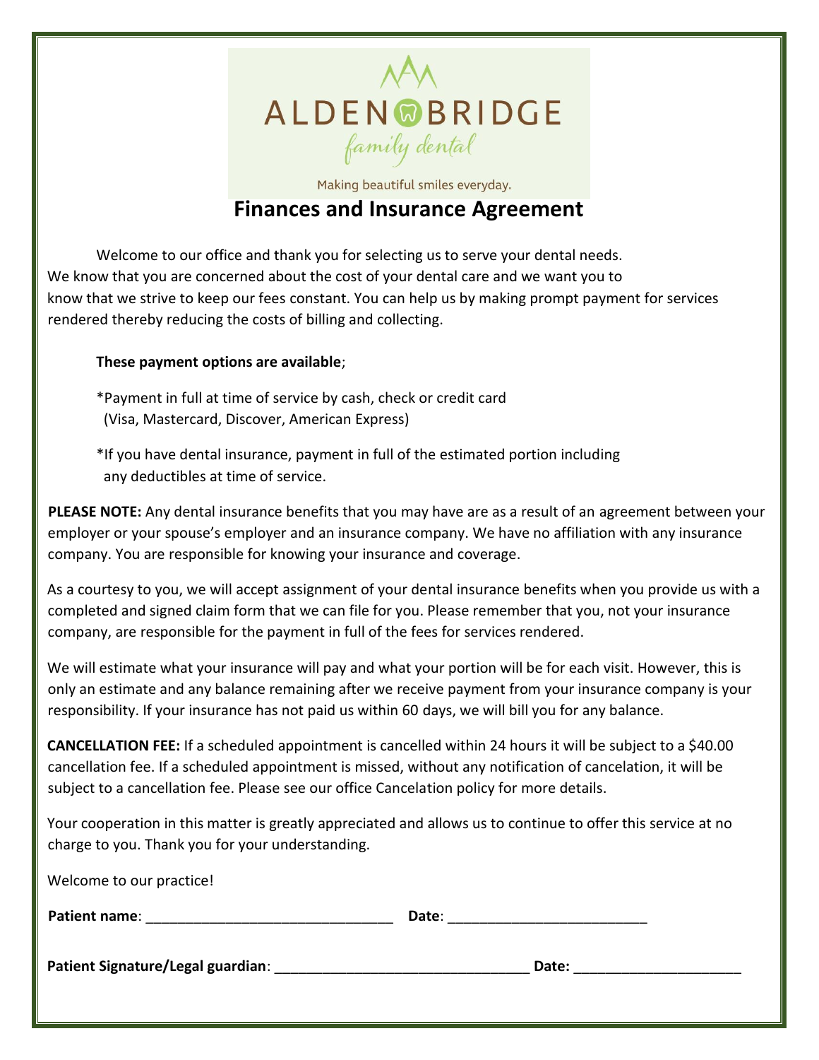ALDEN BRIDGE

family dental

Making beautiful smiles everyday.

# Finances and Insurance Agreement

Welcome to our office and thank you for selecting us to serve your dental needs. We know that you are concerned about the cost of your dental care and we want you to know that we strive to keep our fees constant. You can help us by making prompt payment for services rendered thereby reducing the costs of billing and collecting.

**These payment options are available**;

*Payment in full at time of service by cash, check or credit card (Visa, Mastercard, Discover, American Express)

*If you have dental insurance, payment in full of the estimated portion including any deductibles at time of service.

**PLEASE NOTE:** Any dental insurance benefits that you may have are as a result of an agreement between your employer or your spouse's employer and an insurance company. We have no affiliation with any insurance company. You are responsible for knowing your insurance and coverage.

As a courtesy to you, we will accept assignment of your dental insurance benefits when you provide us with a completed and signed claim form that we can file for you. Please remember that you, not your insurance company, are responsible for the payment in full of the fees for services rendered.

We will estimate what your insurance will pay and what your portion will be for each visit. However, this is only an estimate and any balance remaining after we receive payment from your insurance company is your responsibility. If your insurance has not paid us within 60 days, we will bill you for any balance.

**CANCELLATION FEE:** If a scheduled appointment is cancelled within 24 hours it will be subject to a $40.00 cancellation fee. If a scheduled appointment is missed, without any notification of cancelation, it will be subject to a cancellation fee. Please see our office Cancelation policy for more details.

Your cooperation in this matter is greatly appreciated and allows us to continue to offer this service at no charge to you. Thank you for your understanding.

Welcome to our practice!

**Patient name**: ______________________________ **Date**: ________________________

**Patient Signature/Legal guardian**: ______________________________ **Date:** ____________________